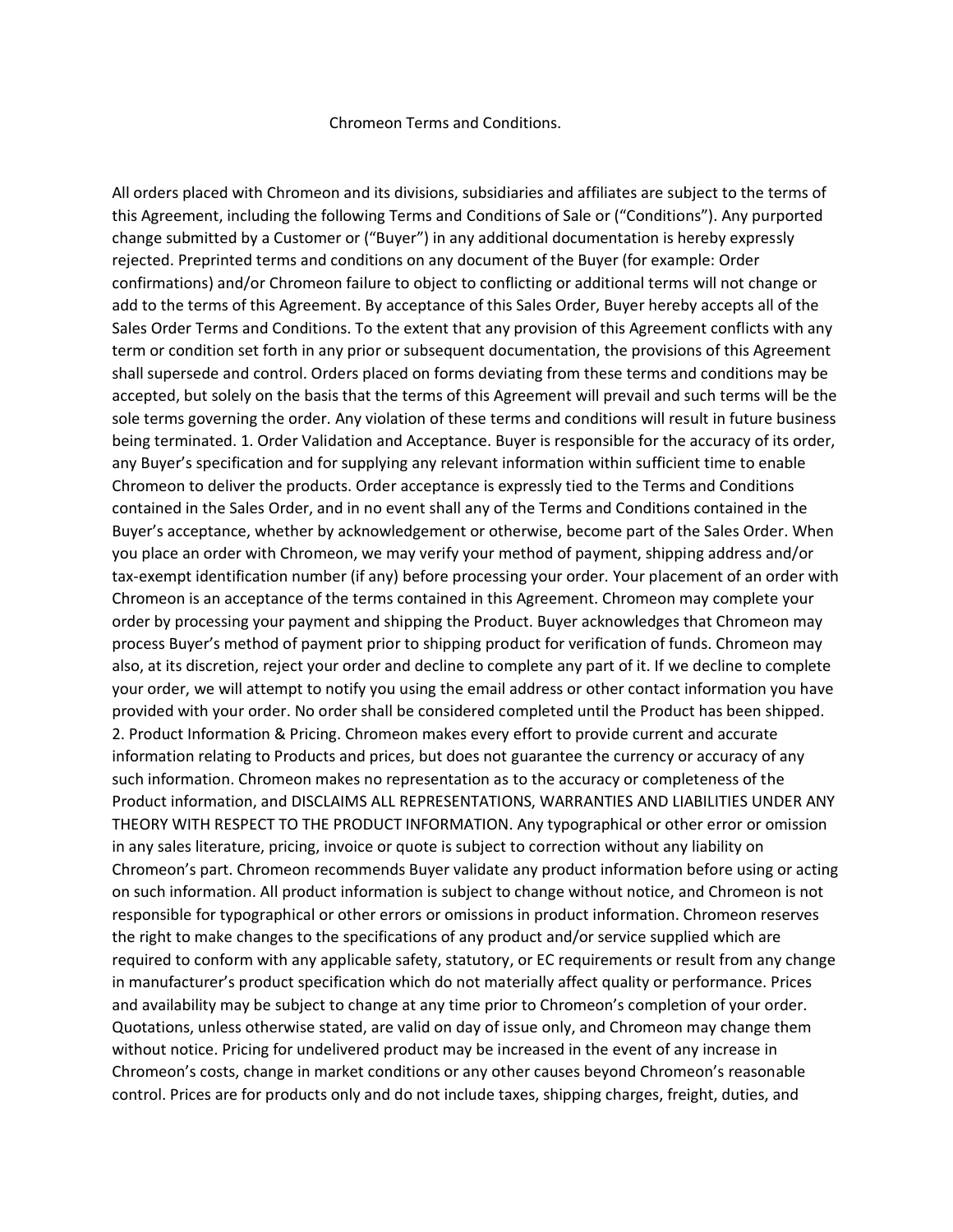# Chromeon Terms and Conditions.

All orders placed with Chromeon and its divisions, subsidiaries and affiliates are subject to the terms of this Agreement, including the following Terms and Conditions of Sale or ("Conditions"). Any purported change submitted by a Customer or ("Buyer") in any additional documentation is hereby expressly rejected. Preprinted terms and conditions on any document of the Buyer (for example: Order confirmations) and/or Chromeon failure to object to conflicting or additional terms will not change or add to the terms of this Agreement. By acceptance of this Sales Order, Buyer hereby accepts all of the Sales Order Terms and Conditions. To the extent that any provision of this Agreement conflicts with any term or condition set forth in any prior or subsequent documentation, the provisions of this Agreement shall supersede and control. Orders placed on forms deviating from these terms and conditions may be accepted, but solely on the basis that the terms of this Agreement will prevail and such terms will be the sole terms governing the order. Any violation of these terms and conditions will result in future business being terminated. 1. Order Validation and Acceptance. Buyer is responsible for the accuracy of its order, any Buyer's specification and for supplying any relevant information within sufficient time to enable Chromeon to deliver the products. Order acceptance is expressly tied to the Terms and Conditions contained in the Sales Order, and in no event shall any of the Terms and Conditions contained in the Buyer's acceptance, whether by acknowledgement or otherwise, become part of the Sales Order. When you place an order with Chromeon, we may verify your method of payment, shipping address and/or tax-exempt identification number (if any) before processing your order. Your placement of an order with Chromeon is an acceptance of the terms contained in this Agreement. Chromeon may complete your order by processing your payment and shipping the Product. Buyer acknowledges that Chromeon may process Buyer's method of payment prior to shipping product for verification of funds. Chromeon may also, at its discretion, reject your order and decline to complete any part of it. If we decline to complete your order, we will attempt to notify you using the email address or other contact information you have provided with your order. No order shall be considered completed until the Product has been shipped. 2. Product Information & Pricing. Chromeon makes every effort to provide current and accurate information relating to Products and prices, but does not guarantee the currency or accuracy of any such information. Chromeon makes no representation as to the accuracy or completeness of the Product information, and DISCLAIMS ALL REPRESENTATIONS, WARRANTIES AND LIABILITIES UNDER ANY THEORY WITH RESPECT TO THE PRODUCT INFORMATION. Any typographical or other error or omission in any sales literature, pricing, invoice or quote is subject to correction without any liability on Chromeon's part. Chromeon recommends Buyer validate any product information before using or acting on such information. All product information is subject to change without notice, and Chromeon is not responsible for typographical or other errors or omissions in product information. Chromeon reserves the right to make changes to the specifications of any product and/or service supplied which are required to conform with any applicable safety, statutory, or EC requirements or result from any change in manufacturer's product specification which do not materially affect quality or performance. Prices and availability may be subject to change at any time prior to Chromeon's completion of your order. Quotations, unless otherwise stated, are valid on day of issue only, and Chromeon may change them without notice. Pricing for undelivered product may be increased in the event of any increase in Chromeon's costs, change in market conditions or any other causes beyond Chromeon's reasonable control. Prices are for products only and do not include taxes, shipping charges, freight, duties, and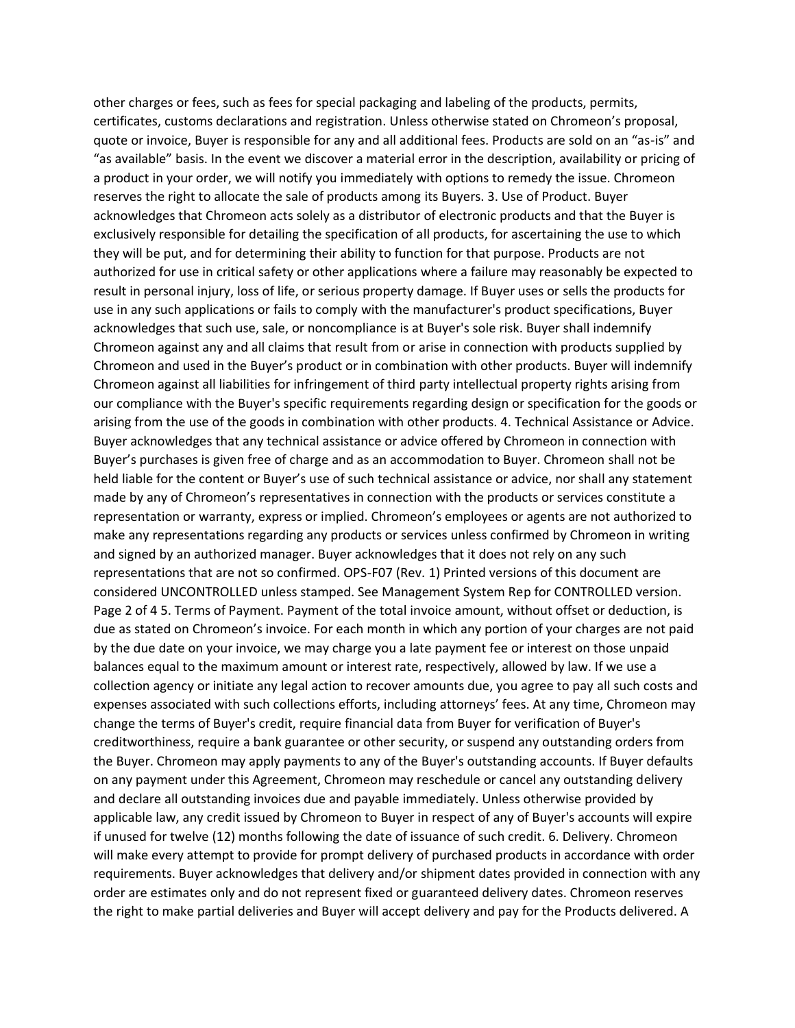other charges or fees, such as fees for special packaging and labeling of the products, permits, certificates, customs declarations and registration. Unless otherwise stated on Chromeon's proposal, quote or invoice, Buyer is responsible for any and all additional fees. Products are sold on an "as-is" and "as available" basis. In the event we discover a material error in the description, availability or pricing of a product in your order, we will notify you immediately with options to remedy the issue. Chromeon reserves the right to allocate the sale of products among its Buyers. 3. Use of Product. Buyer acknowledges that Chromeon acts solely as a distributor of electronic products and that the Buyer is exclusively responsible for detailing the specification of all products, for ascertaining the use to which they will be put, and for determining their ability to function for that purpose. Products are not authorized for use in critical safety or other applications where a failure may reasonably be expected to result in personal injury, loss of life, or serious property damage. If Buyer uses or sells the products for use in any such applications or fails to comply with the manufacturer's product specifications, Buyer acknowledges that such use, sale, or noncompliance is at Buyer's sole risk. Buyer shall indemnify Chromeon against any and all claims that result from or arise in connection with products supplied by Chromeon and used in the Buyer's product or in combination with other products. Buyer will indemnify Chromeon against all liabilities for infringement of third party intellectual property rights arising from our compliance with the Buyer's specific requirements regarding design or specification for the goods or arising from the use of the goods in combination with other products. 4. Technical Assistance or Advice. Buyer acknowledges that any technical assistance or advice offered by Chromeon in connection with Buyer's purchases is given free of charge and as an accommodation to Buyer. Chromeon shall not be held liable for the content or Buyer's use of such technical assistance or advice, nor shall any statement made by any of Chromeon's representatives in connection with the products or services constitute a representation or warranty, express or implied. Chromeon's employees or agents are not authorized to make any representations regarding any products or services unless confirmed by Chromeon in writing and signed by an authorized manager. Buyer acknowledges that it does not rely on any such representations that are not so confirmed. OPS-F07 (Rev. 1) Printed versions of this document are considered UNCONTROLLED unless stamped. See Management System Rep for CONTROLLED version. Page 2 of 4 5. Terms of Payment. Payment of the total invoice amount, without offset or deduction, is due as stated on Chromeon's invoice. For each month in which any portion of your charges are not paid by the due date on your invoice, we may charge you a late payment fee or interest on those unpaid balances equal to the maximum amount or interest rate, respectively, allowed by law. If we use a collection agency or initiate any legal action to recover amounts due, you agree to pay all such costs and expenses associated with such collections efforts, including attorneys' fees. At any time, Chromeon may change the terms of Buyer's credit, require financial data from Buyer for verification of Buyer's creditworthiness, require a bank guarantee or other security, or suspend any outstanding orders from the Buyer. Chromeon may apply payments to any of the Buyer's outstanding accounts. If Buyer defaults on any payment under this Agreement, Chromeon may reschedule or cancel any outstanding delivery and declare all outstanding invoices due and payable immediately. Unless otherwise provided by applicable law, any credit issued by Chromeon to Buyer in respect of any of Buyer's accounts will expire if unused for twelve (12) months following the date of issuance of such credit. 6. Delivery. Chromeon will make every attempt to provide for prompt delivery of purchased products in accordance with order requirements. Buyer acknowledges that delivery and/or shipment dates provided in connection with any order are estimates only and do not represent fixed or guaranteed delivery dates. Chromeon reserves the right to make partial deliveries and Buyer will accept delivery and pay for the Products delivered. A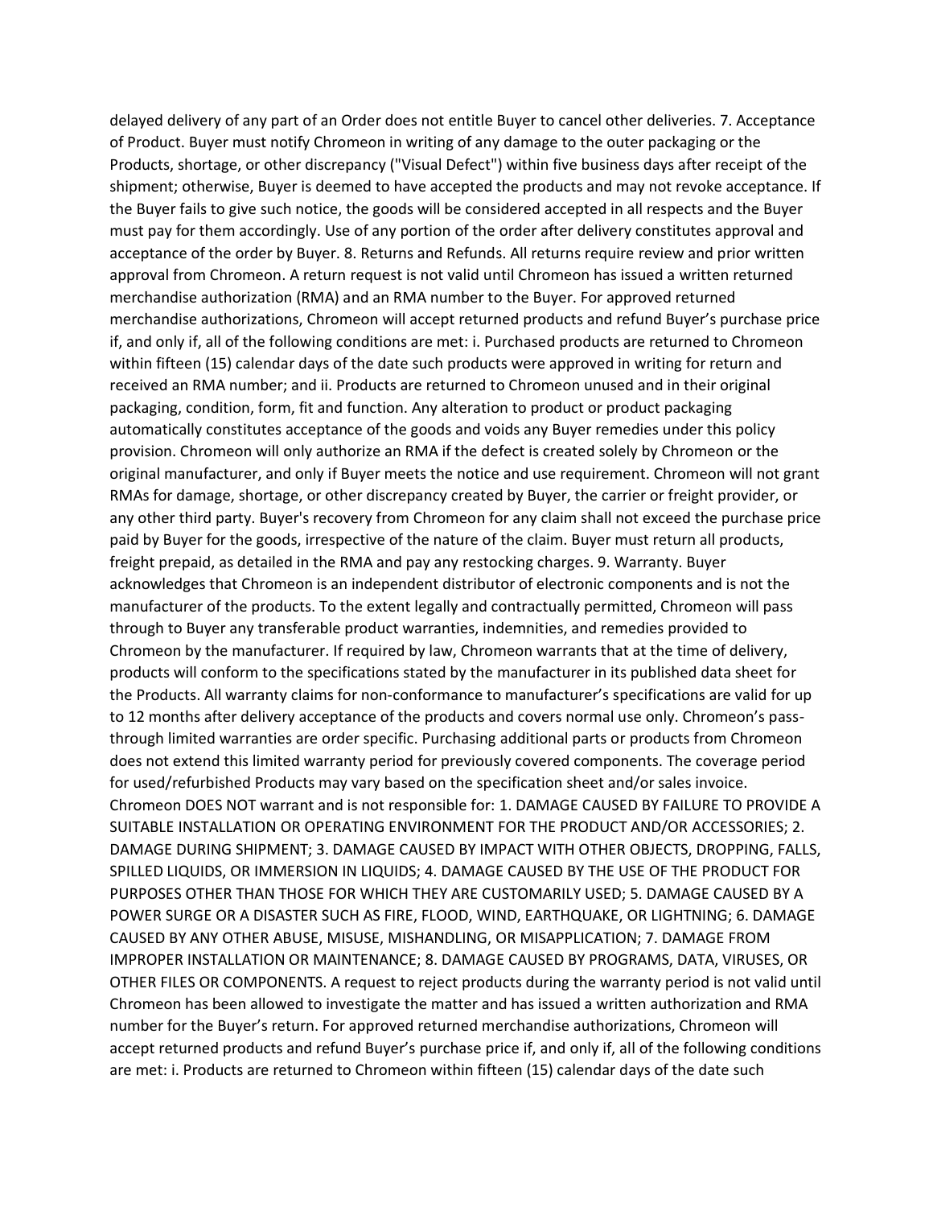delayed delivery of any part of an Order does not entitle Buyer to cancel other deliveries. 7. Acceptance of Product. Buyer must notify Chromeon in writing of any damage to the outer packaging or the Products, shortage, or other discrepancy ("Visual Defect") within five business days after receipt of the shipment; otherwise, Buyer is deemed to have accepted the products and may not revoke acceptance. If the Buyer fails to give such notice, the goods will be considered accepted in all respects and the Buyer must pay for them accordingly. Use of any portion of the order after delivery constitutes approval and acceptance of the order by Buyer. 8. Returns and Refunds. All returns require review and prior written approval from Chromeon. A return request is not valid until Chromeon has issued a written returned merchandise authorization (RMA) and an RMA number to the Buyer. For approved returned merchandise authorizations, Chromeon will accept returned products and refund Buyer's purchase price if, and only if, all of the following conditions are met: i. Purchased products are returned to Chromeon within fifteen (15) calendar days of the date such products were approved in writing for return and received an RMA number; and ii. Products are returned to Chromeon unused and in their original packaging, condition, form, fit and function. Any alteration to product or product packaging automatically constitutes acceptance of the goods and voids any Buyer remedies under this policy provision. Chromeon will only authorize an RMA if the defect is created solely by Chromeon or the original manufacturer, and only if Buyer meets the notice and use requirement. Chromeon will not grant RMAs for damage, shortage, or other discrepancy created by Buyer, the carrier or freight provider, or any other third party. Buyer's recovery from Chromeon for any claim shall not exceed the purchase price paid by Buyer for the goods, irrespective of the nature of the claim. Buyer must return all products, freight prepaid, as detailed in the RMA and pay any restocking charges. 9. Warranty. Buyer acknowledges that Chromeon is an independent distributor of electronic components and is not the manufacturer of the products. To the extent legally and contractually permitted, Chromeon will pass through to Buyer any transferable product warranties, indemnities, and remedies provided to Chromeon by the manufacturer. If required by law, Chromeon warrants that at the time of delivery, products will conform to the specifications stated by the manufacturer in its published data sheet for the Products. All warranty claims for non-conformance to manufacturer's specifications are valid for up to 12 months after delivery acceptance of the products and covers normal use only. Chromeon's pass-through limited warranties are order specific. Purchasing additional parts or products from Chromeon does not extend this limited warranty period for previously covered components. The coverage period for used/refurbished Products may vary based on the specification sheet and/or sales invoice. Chromeon DOES NOT warrant and is not responsible for: 1. DAMAGE CAUSED BY FAILURE TO PROVIDE A SUITABLE INSTALLATION OR OPERATING ENVIRONMENT FOR THE PRODUCT AND/OR ACCESSORIES; 2. DAMAGE DURING SHIPMENT; 3. DAMAGE CAUSED BY IMPACT WITH OTHER OBJECTS, DROPPING, FALLS, SPILLED LIQUIDS, OR IMMERSION IN LIQUIDS; 4. DAMAGE CAUSED BY THE USE OF THE PRODUCT FOR PURPOSES OTHER THAN THOSE FOR WHICH THEY ARE CUSTOMARILY USED; 5. DAMAGE CAUSED BY A POWER SURGE OR A DISASTER SUCH AS FIRE, FLOOD, WIND, EARTHQUAKE, OR LIGHTNING; 6. DAMAGE CAUSED BY ANY OTHER ABUSE, MISUSE, MISHANDLING, OR MISAPPLICATION; 7. DAMAGE FROM IMPROPER INSTALLATION OR MAINTENANCE; 8. DAMAGE CAUSED BY PROGRAMS, DATA, VIRUSES, OR OTHER FILES OR COMPONENTS. A request to reject products during the warranty period is not valid until Chromeon has been allowed to investigate the matter and has issued a written authorization and RMA number for the Buyer's return. For approved returned merchandise authorizations, Chromeon will accept returned products and refund Buyer's purchase price if, and only if, all of the following conditions are met: i. Products are returned to Chromeon within fifteen (15) calendar days of the date such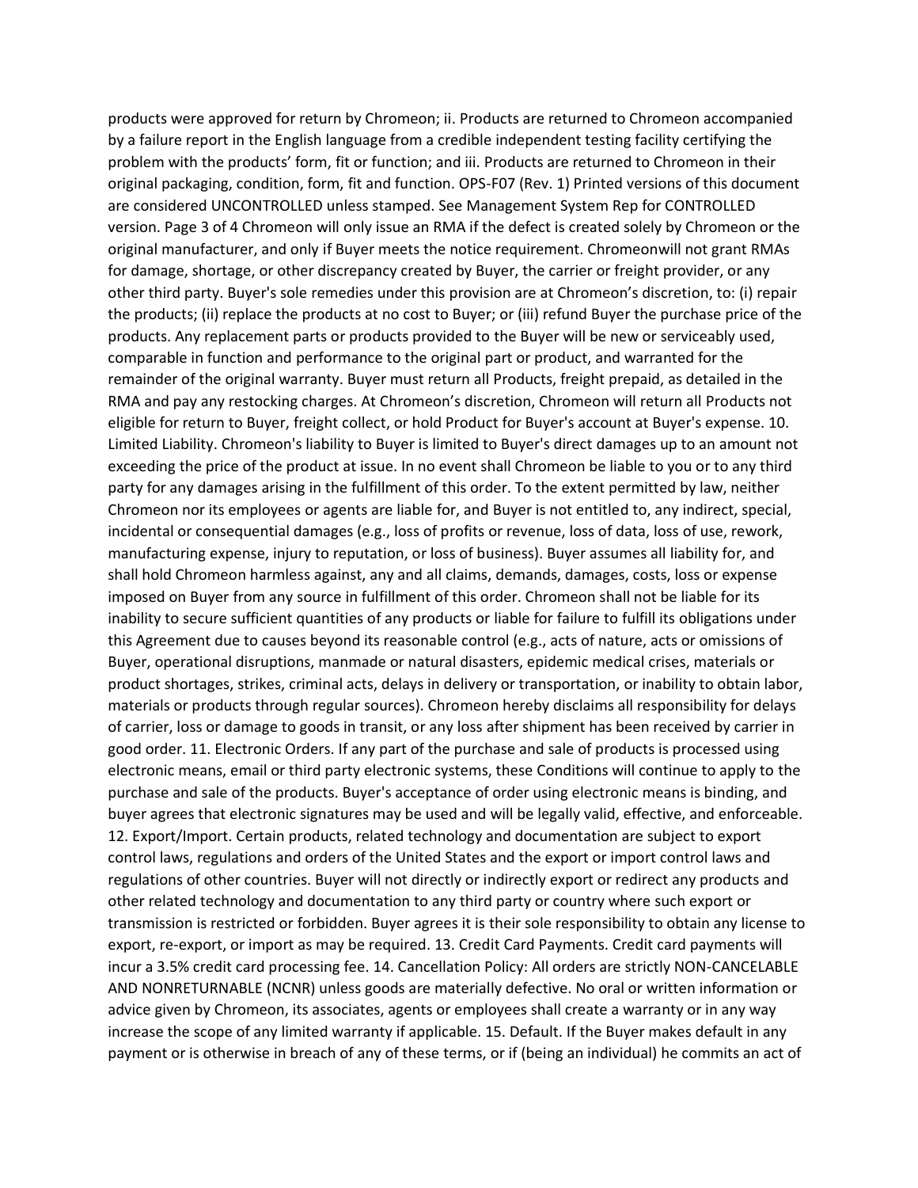products were approved for return by Chromeon; ii. Products are returned to Chromeon accompanied by a failure report in the English language from a credible independent testing facility certifying the problem with the products' form, fit or function; and iii. Products are returned to Chromeon in their original packaging, condition, form, fit and function. Chromeon will only issue an RMA if the defect is created solely by Chromeon or the original manufacturer, and only if Buyer meets the notice requirement. Chromeonwill not grant RMAs for damage, shortage, or other discrepancy created by Buyer, the carrier or freight provider, or any other third party. Buyer's sole remedies under this provision are at Chromeon's discretion, to: (i) repair the products; (ii) replace the products at no cost to Buyer; or (iii) refund Buyer the purchase price of the products. Any replacement parts or products provided to the Buyer will be new or serviceably used, comparable in function and performance to the original part or product, and warranted for the remainder of the original warranty. Buyer must return all Products, freight prepaid, as detailed in the RMA and pay any restocking charges. At Chromeon's discretion, Chromeon will return all Products not eligible for return to Buyer, freight collect, or hold Product for Buyer's account at Buyer's expense. 10. Limited Liability. Chromeon's liability to Buyer is limited to Buyer's direct damages up to an amount not exceeding the price of the product at issue. In no event shall Chromeon be liable to you or to any third party for any damages arising in the fulfillment of this order. To the extent permitted by law, neither Chromeon nor its employees or agents are liable for, and Buyer is not entitled to, any indirect, special, incidental or consequential damages (e.g., loss of profits or revenue, loss of data, loss of use, rework, manufacturing expense, injury to reputation, or loss of business). Buyer assumes all liability for, and shall hold Chromeon harmless against, any and all claims, demands, damages, costs, loss or expense imposed on Buyer from any source in fulfillment of this order. Chromeon shall not be liable for its inability to secure sufficient quantities of any products or liable for failure to fulfill its obligations under this Agreement due to causes beyond its reasonable control (e.g., acts of nature, acts or omissions of Buyer, operational disruptions, manmade or natural disasters, epidemic medical crises, materials or product shortages, strikes, criminal acts, delays in delivery or transportation, or inability to obtain labor, materials or products through regular sources). Chromeon hereby disclaims all responsibility for delays of carrier, loss or damage to goods in transit, or any loss after shipment has been received by carrier in good order. 11. Electronic Orders. If any part of the purchase and sale of products is processed using electronic means, email or third party electronic systems, these Conditions will continue to apply to the purchase and sale of the products. Buyer's acceptance of order using electronic means is binding, and buyer agrees that electronic signatures may be used and will be legally valid, effective, and enforceable. 12. Export/Import. Certain products, related technology and documentation are subject to export control laws, regulations and orders of the United States and the export or import control laws and regulations of other countries. Buyer will not directly or indirectly export or redirect any products and other related technology and documentation to any third party or country where such export or transmission is restricted or forbidden. Buyer agrees it is their sole responsibility to obtain any license to export, re-export, or import as may be required. 13. Credit Card Payments. Credit card payments will incur a 3.5% credit card processing fee. 14. Cancellation Policy: All orders are strictly NON-CANCELABLE AND NONRETURNABLE (NCNR) unless goods are materially defective. No oral or written information or advice given by Chromeon, its associates, agents or employees shall create a warranty or in any way increase the scope of any limited warranty if applicable. 15. Default. If the Buyer makes default in any payment or is otherwise in breach of any of these terms, or if (being an individual) he commits an act of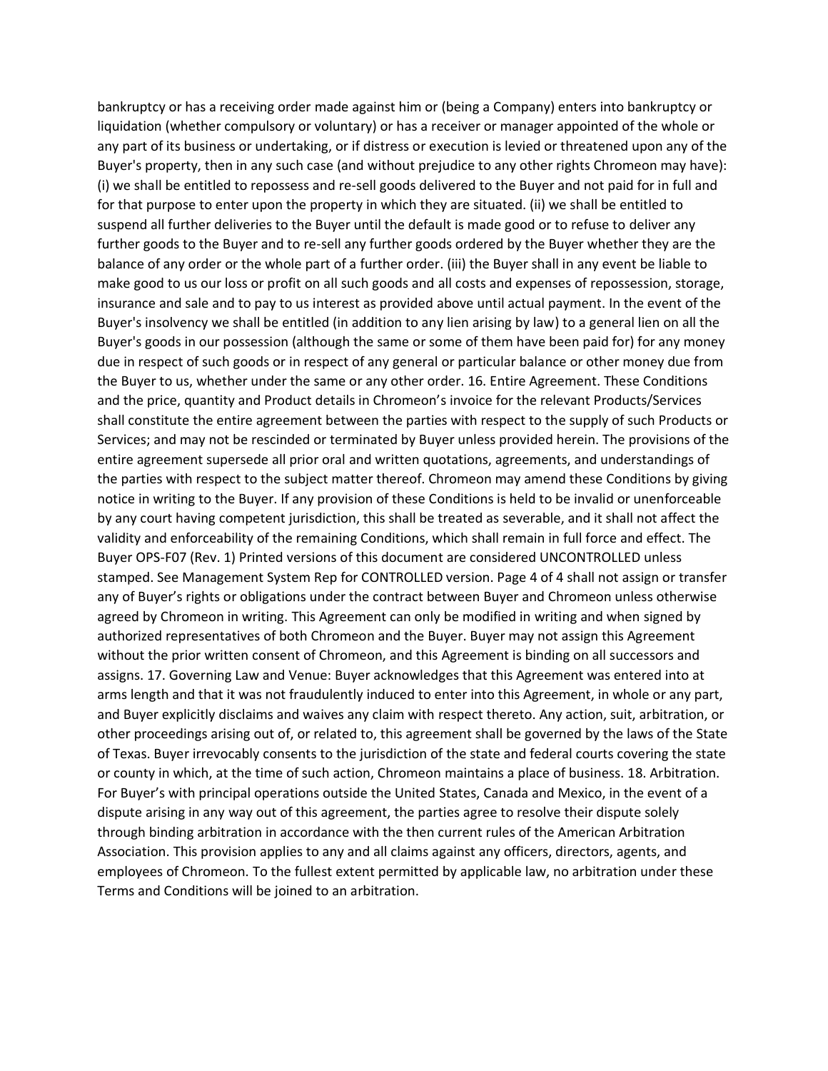bankruptcy or has a receiving order made against him or (being a Company) enters into bankruptcy or liquidation (whether compulsory or voluntary) or has a receiver or manager appointed of the whole or any part of its business or undertaking, or if distress or execution is levied or threatened upon any of the Buyer's property, then in any such case (and without prejudice to any other rights Chromeon may have): (i) we shall be entitled to repossess and re-sell goods delivered to the Buyer and not paid for in full and for that purpose to enter upon the property in which they are situated. (ii) we shall be entitled to suspend all further deliveries to the Buyer until the default is made good or to refuse to deliver any further goods to the Buyer and to re-sell any further goods ordered by the Buyer whether they are the balance of any order or the whole part of a further order. (iii) the Buyer shall in any event be liable to make good to us our loss or profit on all such goods and all costs and expenses of repossession, storage, insurance and sale and to pay to us interest as provided above until actual payment. In the event of the Buyer's insolvency we shall be entitled (in addition to any lien arising by law) to a general lien on all the Buyer's goods in our possession (although the same or some of them have been paid for) for any money due in respect of such goods or in respect of any general or particular balance or other money due from the Buyer to us, whether under the same or any other order. 16. Entire Agreement. These Conditions and the price, quantity and Product details in Chromeon's invoice for the relevant Products/Services shall constitute the entire agreement between the parties with respect to the supply of such Products or Services; and may not be rescinded or terminated by Buyer unless provided herein. The provisions of the entire agreement supersede all prior oral and written quotations, agreements, and understandings of the parties with respect to the subject matter thereof. Chromeon may amend these Conditions by giving notice in writing to the Buyer. If any provision of these Conditions is held to be invalid or unenforceable by any court having competent jurisdiction, this shall be treated as severable, and it shall not affect the validity and enforceability of the remaining Conditions, which shall remain in full force and effect. The Buyer shall not assign or transfer any of Buyer's rights or obligations under the contract between Buyer and Chromeon unless otherwise agreed by Chromeon in writing. This Agreement can only be modified in writing and when signed by authorized representatives of both Chromeon and the Buyer. Buyer may not assign this Agreement without the prior written consent of Chromeon, and this Agreement is binding on all successors and assigns. 17. Governing Law and Venue: Buyer acknowledges that this Agreement was entered into at arms length and that it was not fraudulently induced to enter into this Agreement, in whole or any part, and Buyer explicitly disclaims and waives any claim with respect thereto. Any action, suit, arbitration, or other proceedings arising out of, or related to, this agreement shall be governed by the laws of the State of Texas. Buyer irrevocably consents to the jurisdiction of the state and federal courts covering the state or county in which, at the time of such action, Chromeon maintains a place of business. 18. Arbitration. For Buyer's with principal operations outside the United States, Canada and Mexico, in the event of a dispute arising in any way out of this agreement, the parties agree to resolve their dispute solely through binding arbitration in accordance with the then current rules of the American Arbitration Association. This provision applies to any and all claims against any officers, directors, agents, and employees of Chromeon. To the fullest extent permitted by applicable law, no arbitration under these Terms and Conditions will be joined to an arbitration.